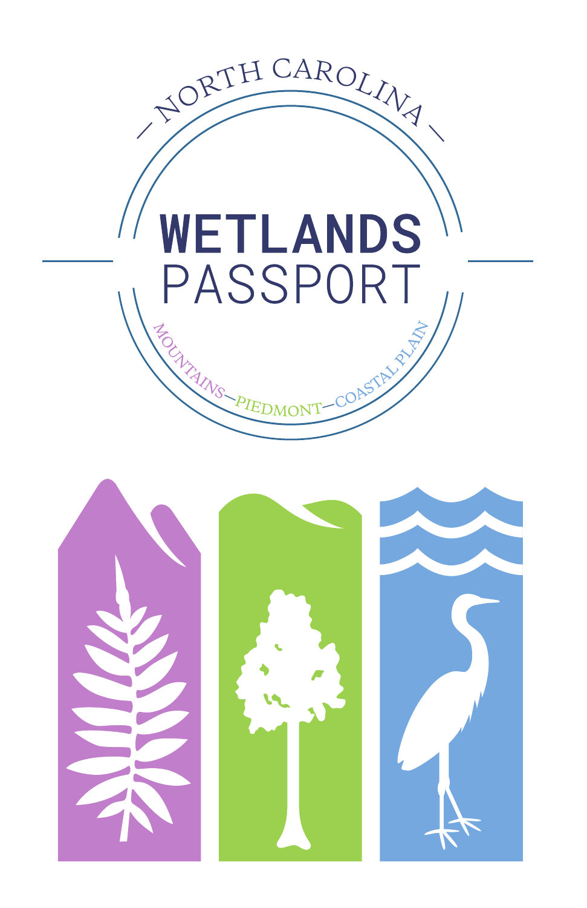NORTH CAROLINA

# WETLANDS PASSPORT

MOUNTAINS—PIEDMONT—COASTAL PLAIN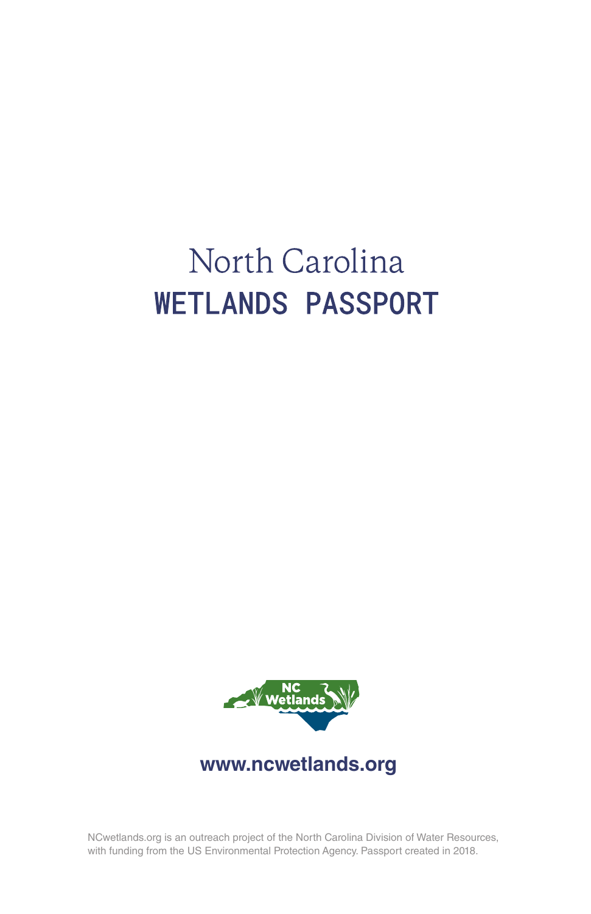# North Carolina
# WETLANDS PASSPORT

NC Wetlands

**www.ncwetlands.org**

NCwetlands.org is an outreach project of the North Carolina Division of Water Resources, with funding from the US Environmental Protection Agency. Passport created in 2018.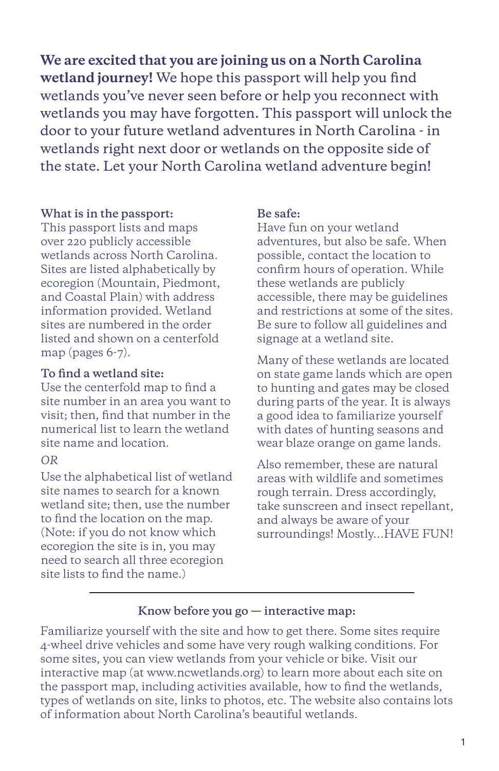**We are excited that you are joining us on a North Carolina wetland journey!** We hope this passport will help you find wetlands you've never seen before or help you reconnect with wetlands you may have forgotten. This passport will unlock the door to your future wetland adventures in North Carolina - in wetlands right next door or wetlands on the opposite side of the state. Let your North Carolina wetland adventure begin!

### What is in the passport:

This passport lists and maps over 220 publicly accessible wetlands across North Carolina. Sites are listed alphabetically by ecoregion (Mountain, Piedmont, and Coastal Plain) with address information provided. Wetland sites are numbered in the order listed and shown on a centerfold map (pages 6-7).

### To find a wetland site:

Use the centerfold map to find a site number in an area you want to visit; then, find that number in the numerical list to learn the wetland site name and location.

*OR*

Use the alphabetical list of wetland site names to search for a known wetland site; then, use the number to find the location on the map. (Note: if you do not know which ecoregion the site is in, you may need to search all three ecoregion site lists to find the name.)

### Be safe:

Have fun on your wetland adventures, but also be safe. When possible, contact the location to confirm hours of operation. While these wetlands are publicly accessible, there may be guidelines and restrictions at some of the sites. Be sure to follow all guidelines and signage at a wetland site.

Many of these wetlands are located on state game lands which are open to hunting and gates may be closed during parts of the year. It is always a good idea to familiarize yourself with dates of hunting seasons and wear blaze orange on game lands.

Also remember, these are natural areas with wildlife and sometimes rough terrain. Dress accordingly, take sunscreen and insect repellant, and always be aware of your surroundings! Mostly...HAVE FUN!

---

### Know before you go — interactive map:

Familiarize yourself with the site and how to get there. Some sites require 4-wheel drive vehicles and some have very rough walking conditions. For some sites, you can view wetlands from your vehicle or bike. Visit our interactive map (at www.ncwetlands.org) to learn more about each site on the passport map, including activities available, how to find the wetlands, types of wetlands on site, links to photos, etc. The website also contains lots of information about North Carolina's beautiful wetlands.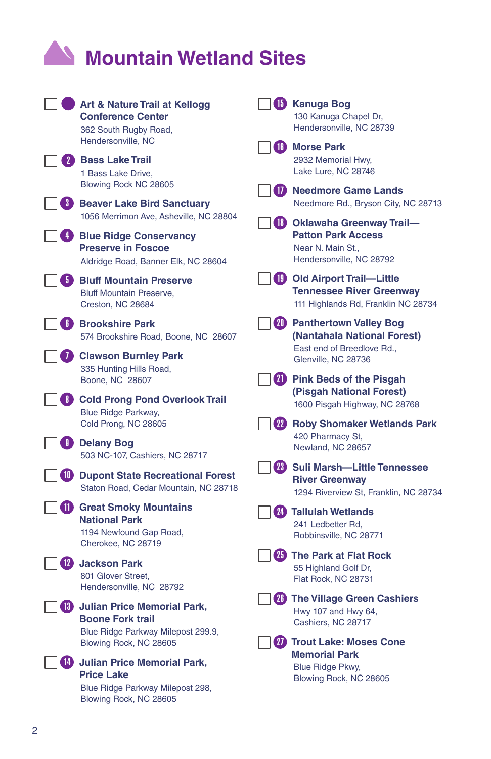# Mountain Wetland Sites

- [ ] **1 Art & Nature Trail at Kellogg Conference Center**
  362 South Rugby Road,
  Hendersonville, NC

- [ ] **2 Bass Lake Trail**
  1 Bass Lake Drive,
  Blowing Rock NC 28605

- [ ] **3 Beaver Lake Bird Sanctuary**
  1056 Merrimon Ave, Asheville, NC 28804

- [ ] **4 Blue Ridge Conservancy Preserve in Foscoe**
  Aldridge Road, Banner Elk, NC 28604

- [ ] **5 Bluff Mountain Preserve**
  Bluff Mountain Preserve,
  Creston, NC 28684

- [ ] **6 Brookshire Park**
  574 Brookshire Road, Boone, NC 28607

- [ ] **7 Clawson Burnley Park**
  335 Hunting Hills Road,
  Boone, NC 28607

- [ ] **8 Cold Prong Pond Overlook Trail**
  Blue Ridge Parkway,
  Cold Prong, NC 28605

- [ ] **9 Delany Bog**
  503 NC-107, Cashiers, NC 28717

- [ ] **10 Dupont State Recreational Forest**
  Staton Road, Cedar Mountain, NC 28718

- [ ] **11 Great Smoky Mountains National Park**
  1194 Newfound Gap Road,
  Cherokee, NC 28719

- [ ] **12 Jackson Park**
  801 Glover Street,
  Hendersonville, NC 28792

- [ ] **13 Julian Price Memorial Park, Boone Fork trail**
  Blue Ridge Parkway Milepost 299.9,
  Blowing Rock, NC 28605

- [ ] **14 Julian Price Memorial Park, Price Lake**
  Blue Ridge Parkway Milepost 298,
  Blowing Rock, NC 28605

- [ ] **15 Kanuga Bog**
  130 Kanuga Chapel Dr,
  Hendersonville, NC 28739

- [ ] **16 Morse Park**
  2932 Memorial Hwy,
  Lake Lure, NC 28746

- [ ] **17 Needmore Game Lands**
  Needmore Rd., Bryson City, NC 28713

- [ ] **18 Oklawaha Greenway Trail—Patton Park Access**
  Near N. Main St.,
  Hendersonville, NC 28792

- [ ] **19 Old Airport Trail—Little Tennessee River Greenway**
  111 Highlands Rd, Franklin NC 28734

- [ ] **20 Panthertown Valley Bog (Nantahala National Forest)**
  East end of Breedlove Rd.,
  Glenville, NC 28736

- [ ] **21 Pink Beds of the Pisgah (Pisgah National Forest)**
  1600 Pisgah Highway, NC 28768

- [ ] **22 Roby Shomaker Wetlands Park**
  420 Pharmacy St,
  Newland, NC 28657

- [ ] **23 Suli Marsh—Little Tennessee River Greenway**
  1294 Riverview St, Franklin, NC 28734

- [ ] **24 Tallulah Wetlands**
  241 Ledbetter Rd,
  Robbinsville, NC 28771

- [ ] **25 The Park at Flat Rock**
  55 Highland Golf Dr,
  Flat Rock, NC 28731

- [ ] **26 The Village Green Cashiers**
  Hwy 107 and Hwy 64,
  Cashiers, NC 28717

- [ ] **27 Trout Lake: Moses Cone Memorial Park**
  Blue Ridge Pkwy,
  Blowing Rock, NC 28605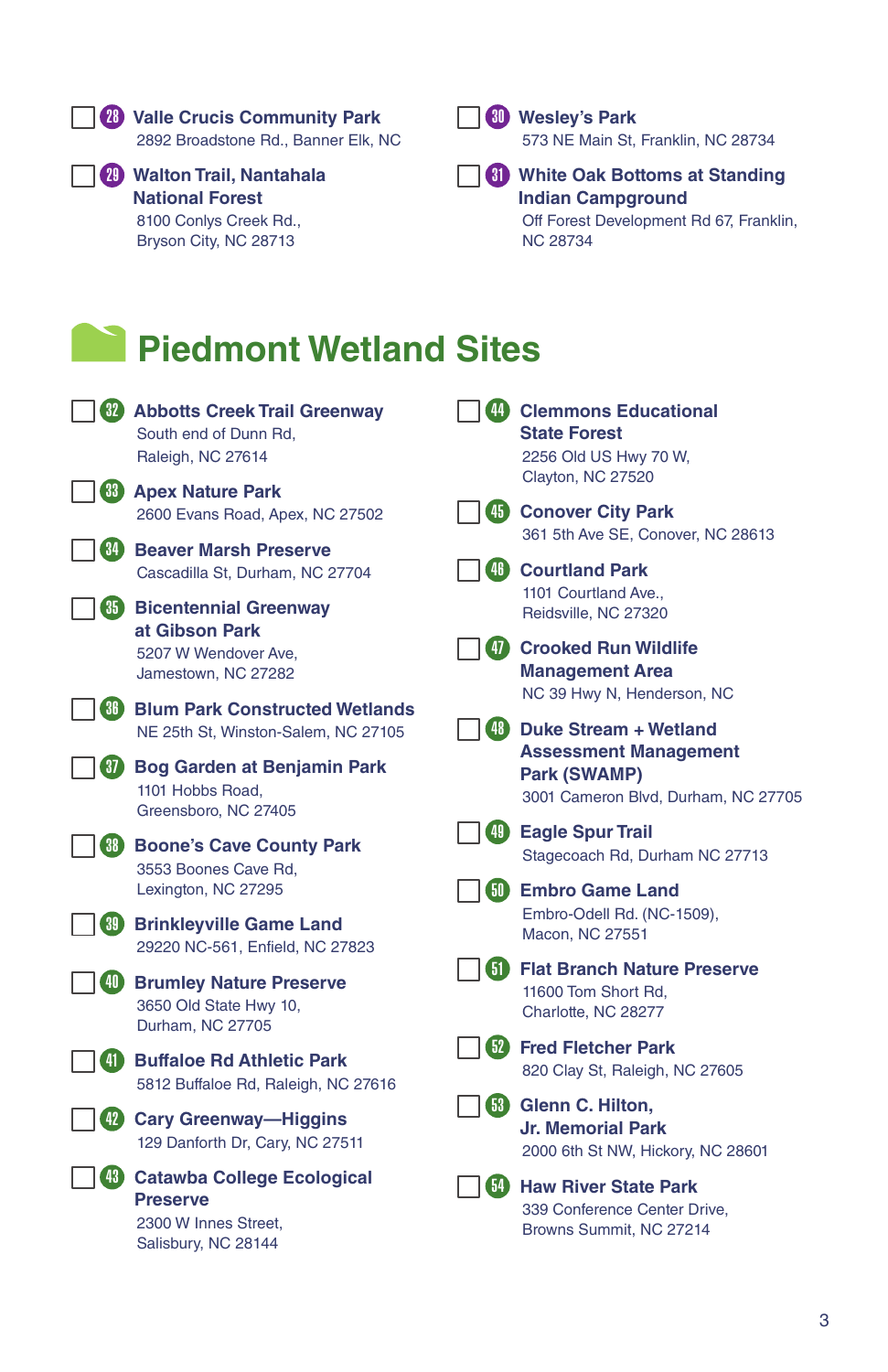- ☐ **28 Valle Crucis Community Park**
  2892 Broadstone Rd., Banner Elk, NC

- ☐ **29 Walton Trail, Nantahala National Forest**
  8100 Conlys Creek Rd.,
  Bryson City, NC 28713

- ☐ **30 Wesley's Park**
  573 NE Main St, Franklin, NC 28734

- ☐ **31 White Oak Bottoms at Standing Indian Campground**
  Off Forest Development Rd 67, Franklin, NC 28734

# Piedmont Wetland Sites

- ☐ **32 Abbotts Creek Trail Greenway**
  South end of Dunn Rd,
  Raleigh, NC 27614

- ☐ **33 Apex Nature Park**
  2600 Evans Road, Apex, NC 27502

- ☐ **34 Beaver Marsh Preserve**
  Cascadilla St, Durham, NC 27704

- ☐ **35 Bicentennial Greenway at Gibson Park**
  5207 W Wendover Ave,
  Jamestown, NC 27282

- ☐ **36 Blum Park Constructed Wetlands**
  NE 25th St, Winston-Salem, NC 27105

- ☐ **37 Bog Garden at Benjamin Park**
  1101 Hobbs Road,
  Greensboro, NC 27405

- ☐ **38 Boone's Cave County Park**
  3553 Boones Cave Rd,
  Lexington, NC 27295

- ☐ **39 Brinkleyville Game Land**
  29220 NC-561, Enfield, NC 27823

- ☐ **40 Brumley Nature Preserve**
  3650 Old State Hwy 10,
  Durham, NC 27705

- ☐ **41 Buffaloe Rd Athletic Park**
  5812 Buffaloe Rd, Raleigh, NC 27616

- ☐ **42 Cary Greenway—Higgins**
  129 Danforth Dr, Cary, NC 27511

- ☐ **43 Catawba College Ecological Preserve**
  2300 W Innes Street,
  Salisbury, NC 28144

- ☐ **44 Clemmons Educational State Forest**
  2256 Old US Hwy 70 W,
  Clayton, NC 27520

- ☐ **45 Conover City Park**
  361 5th Ave SE, Conover, NC 28613

- ☐ **46 Courtland Park**
  1101 Courtland Ave.,
  Reidsville, NC 27320

- ☐ **47 Crooked Run Wildlife Management Area**
  NC 39 Hwy N, Henderson, NC

- ☐ **48 Duke Stream + Wetland Assessment Management Park (SWAMP)**
  3001 Cameron Blvd, Durham, NC 27705

- ☐ **49 Eagle Spur Trail**
  Stagecoach Rd, Durham NC 27713

- ☐ **50 Embro Game Land**
  Embro-Odell Rd. (NC-1509),
  Macon, NC 27551

- ☐ **51 Flat Branch Nature Preserve**
  11600 Tom Short Rd,
  Charlotte, NC 28277

- ☐ **52 Fred Fletcher Park**
  820 Clay St, Raleigh, NC 27605

- ☐ **53 Glenn C. Hilton, Jr. Memorial Park**
  2000 6th St NW, Hickory, NC 28601

- ☐ **54 Haw River State Park**
  339 Conference Center Drive,
  Browns Summit, NC 27214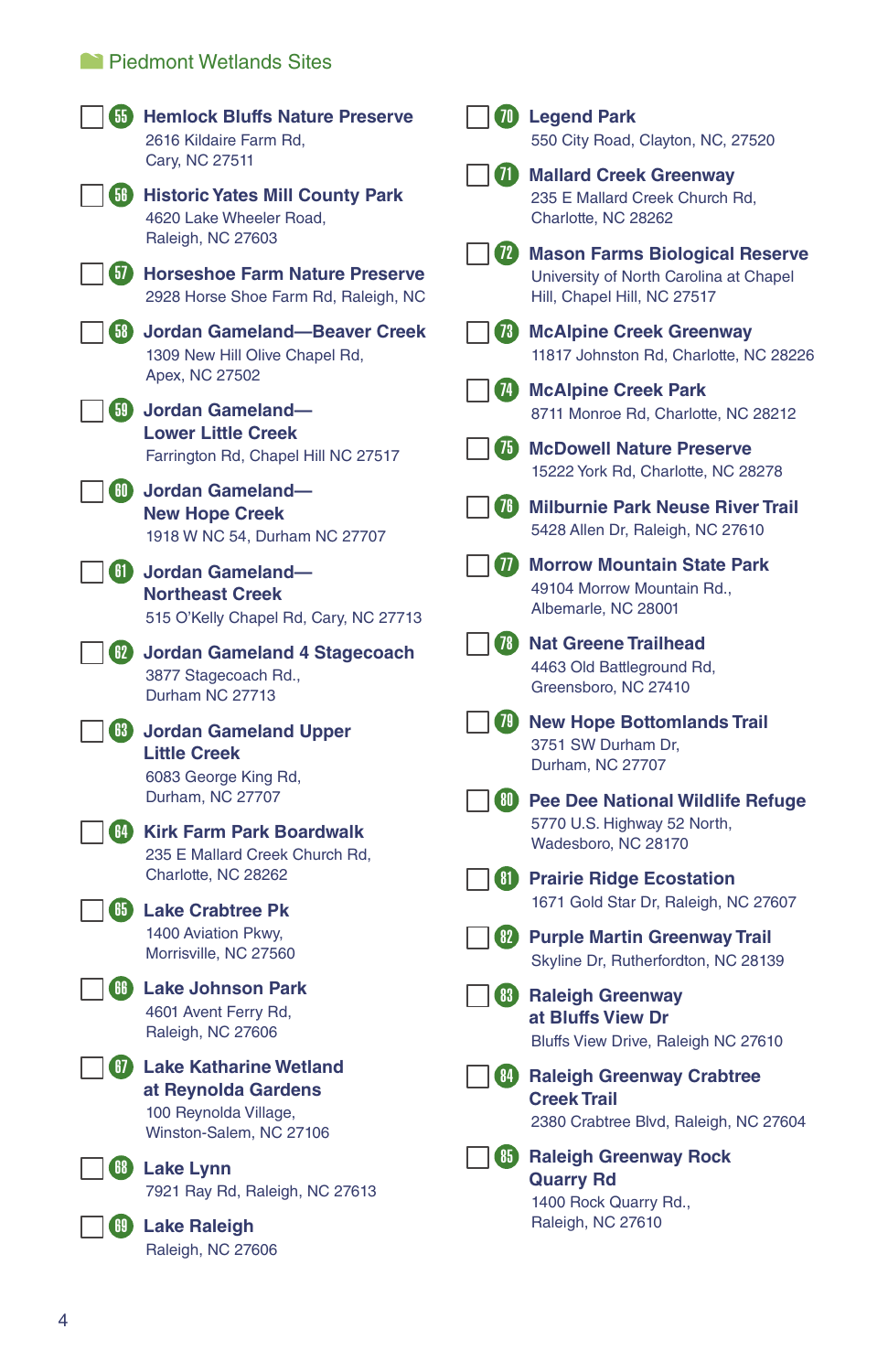## Piedmont Wetlands Sites

- [ ] **55 Hemlock Bluffs Nature Preserve**
  2616 Kildaire Farm Rd,
  Cary, NC 27511
- [ ] **56 Historic Yates Mill County Park**
  4620 Lake Wheeler Road,
  Raleigh, NC 27603
- [ ] **57 Horseshoe Farm Nature Preserve**
  2928 Horse Shoe Farm Rd, Raleigh, NC
- [ ] **58 Jordan Gameland—Beaver Creek**
  1309 New Hill Olive Chapel Rd,
  Apex, NC 27502
- [ ] **59 Jordan Gameland—Lower Little Creek**
  Farrington Rd, Chapel Hill NC 27517
- [ ] **60 Jordan Gameland—New Hope Creek**
  1918 W NC 54, Durham NC 27707
- [ ] **61 Jordan Gameland—Northeast Creek**
  515 O'Kelly Chapel Rd, Cary, NC 27713
- [ ] **62 Jordan Gameland 4 Stagecoach**
  3877 Stagecoach Rd.,
  Durham NC 27713
- [ ] **63 Jordan Gameland Upper Little Creek**
  6083 George King Rd,
  Durham, NC 27707
- [ ] **64 Kirk Farm Park Boardwalk**
  235 E Mallard Creek Church Rd,
  Charlotte, NC 28262
- [ ] **65 Lake Crabtree Pk**
  1400 Aviation Pkwy,
  Morrisville, NC 27560
- [ ] **66 Lake Johnson Park**
  4601 Avent Ferry Rd,
  Raleigh, NC 27606
- [ ] **67 Lake Katharine Wetland at Reynolda Gardens**
  100 Reynolda Village,
  Winston-Salem, NC 27106
- [ ] **68 Lake Lynn**
  7921 Ray Rd, Raleigh, NC 27613
- [ ] **69 Lake Raleigh**
  Raleigh, NC 27606
- [ ] **70 Legend Park**
  550 City Road, Clayton, NC, 27520
- [ ] **71 Mallard Creek Greenway**
  235 E Mallard Creek Church Rd,
  Charlotte, NC 28262
- [ ] **72 Mason Farms Biological Reserve**
  University of North Carolina at Chapel Hill, Chapel Hill, NC 27517
- [ ] **73 McAlpine Creek Greenway**
  11817 Johnston Rd, Charlotte, NC 28226
- [ ] **74 McAlpine Creek Park**
  8711 Monroe Rd, Charlotte, NC 28212
- [ ] **75 McDowell Nature Preserve**
  15222 York Rd, Charlotte, NC 28278
- [ ] **76 Milburnie Park Neuse River Trail**
  5428 Allen Dr, Raleigh, NC 27610
- [ ] **77 Morrow Mountain State Park**
  49104 Morrow Mountain Rd.,
  Albemarle, NC 28001
- [ ] **78 Nat Greene Trailhead**
  4463 Old Battleground Rd,
  Greensboro, NC 27410
- [ ] **79 New Hope Bottomlands Trail**
  3751 SW Durham Dr,
  Durham, NC 27707
- [ ] **80 Pee Dee National Wildlife Refuge**
  5770 U.S. Highway 52 North,
  Wadesboro, NC 28170
- [ ] **81 Prairie Ridge Ecostation**
  1671 Gold Star Dr, Raleigh, NC 27607
- [ ] **82 Purple Martin Greenway Trail**
  Skyline Dr, Rutherfordton, NC 28139
- [ ] **83 Raleigh Greenway at Bluffs View Dr**
  Bluffs View Drive, Raleigh NC 27610
- [ ] **84 Raleigh Greenway Crabtree Creek Trail**
  2380 Crabtree Blvd, Raleigh, NC 27604
- [ ] **85 Raleigh Greenway Rock Quarry Rd**
  1400 Rock Quarry Rd.,
  Raleigh, NC 27610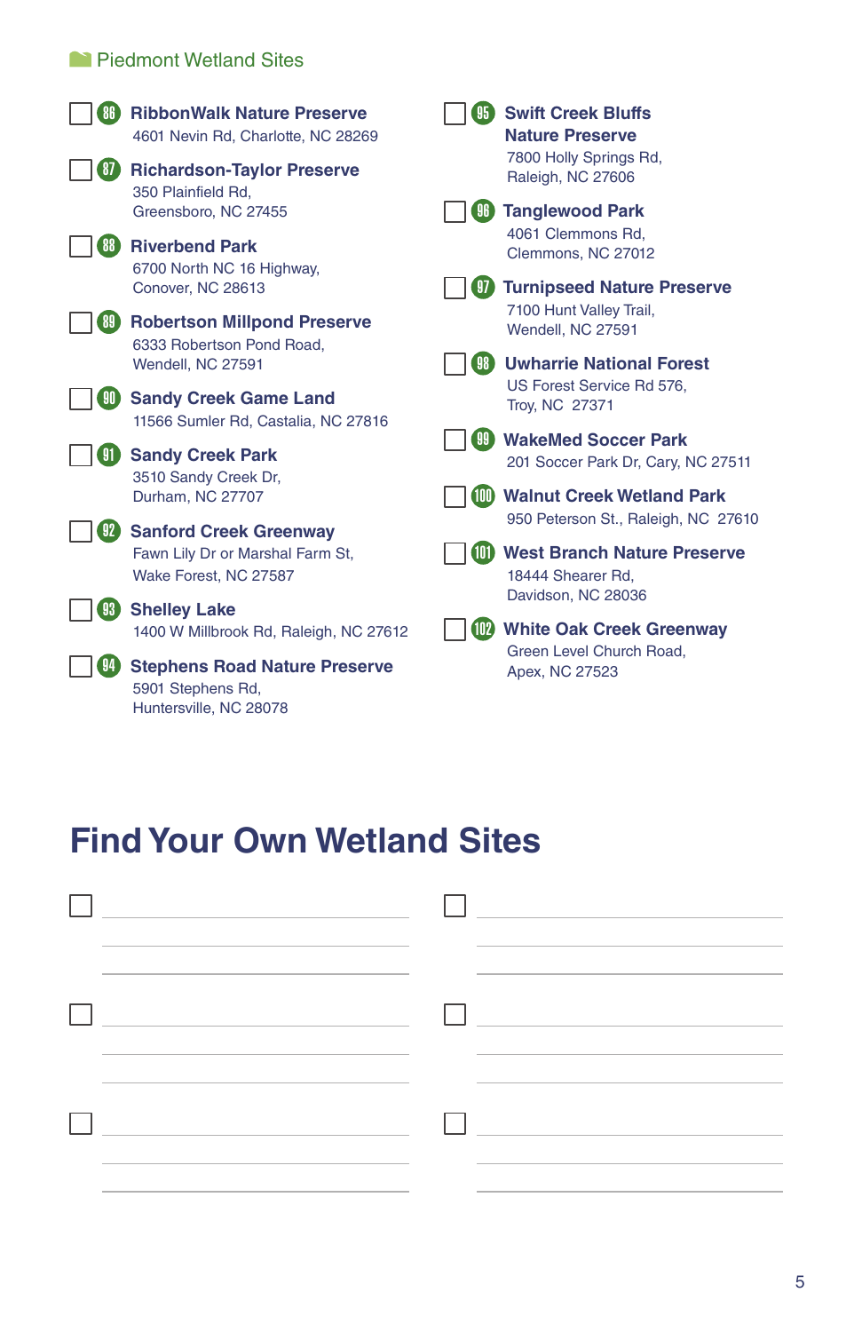## Piedmont Wetland Sites

- [ ] **86 RibbonWalk Nature Preserve**
  4601 Nevin Rd, Charlotte, NC 28269
- [ ] **87 Richardson-Taylor Preserve**
  350 Plainfield Rd,
  Greensboro, NC 27455
- [ ] **88 Riverbend Park**
  6700 North NC 16 Highway,
  Conover, NC 28613
- [ ] **89 Robertson Millpond Preserve**
  6333 Robertson Pond Road,
  Wendell, NC 27591
- [ ] **90 Sandy Creek Game Land**
  11566 Sumler Rd, Castalia, NC 27816
- [ ] **91 Sandy Creek Park**
  3510 Sandy Creek Dr,
  Durham, NC 27707
- [ ] **92 Sanford Creek Greenway**
  Fawn Lily Dr or Marshal Farm St,
  Wake Forest, NC 27587
- [ ] **93 Shelley Lake**
  1400 W Millbrook Rd, Raleigh, NC 27612
- [ ] **94 Stephens Road Nature Preserve**
  5901 Stephens Rd,
  Huntersville, NC 28078
- [ ] **95 Swift Creek Bluffs Nature Preserve**
  7800 Holly Springs Rd,
  Raleigh, NC 27606
- [ ] **96 Tanglewood Park**
  4061 Clemmons Rd,
  Clemmons, NC 27012
- [ ] **97 Turnipseed Nature Preserve**
  7100 Hunt Valley Trail,
  Wendell, NC 27591
- [ ] **98 Uwharrie National Forest**
  US Forest Service Rd 576,
  Troy, NC 27371
- [ ] **99 WakeMed Soccer Park**
  201 Soccer Park Dr, Cary, NC 27511
- [ ] **100 Walnut Creek Wetland Park**
  950 Peterson St., Raleigh, NC 27610
- [ ] **101 West Branch Nature Preserve**
  18444 Shearer Rd,
  Davidson, NC 28036
- [ ] **102 White Oak Creek Greenway**
  Green Level Church Road,
  Apex, NC 27523

# Find Your Own Wetland Sites

- [ ] ______________________
- [ ] ______________________
- [ ] ______________________
- [ ] ______________________
- [ ] ______________________
- [ ] ______________________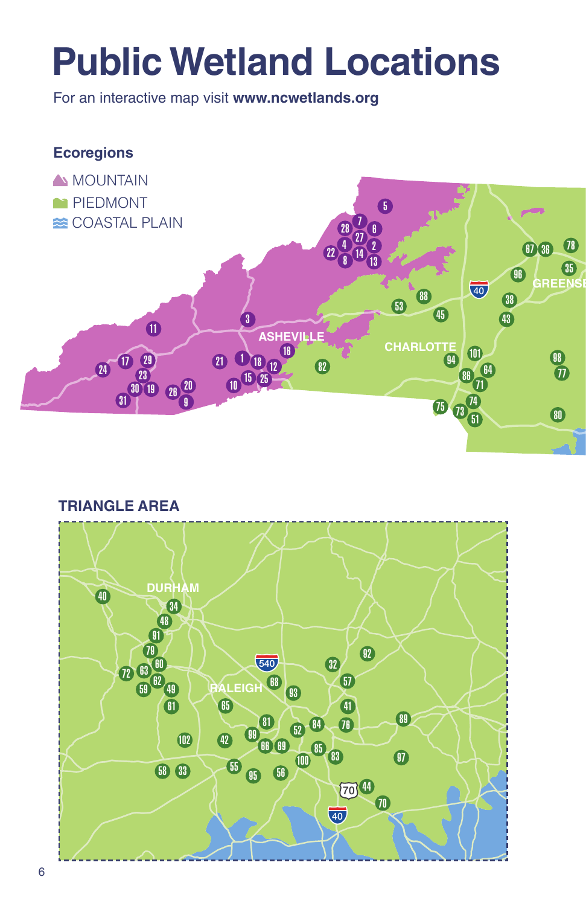# Public Wetland Locations

For an interactive map visit **www.ncwetlands.org**

### Ecoregions

- MOUNTAIN
- PIEDMONT
- COASTAL PLAIN

### TRIANGLE AREA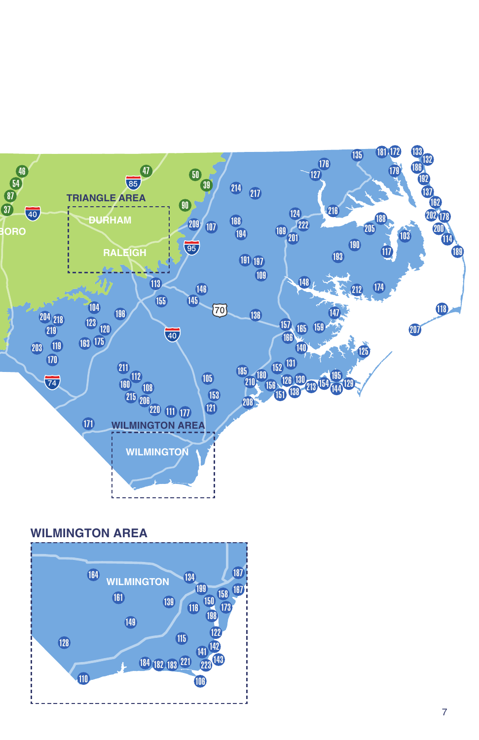TRIANGLE AREA

DURHAM

RALEIGH

WILMINGTON AREA

WILMINGTON

## WILMINGTON AREA

WILMINGTON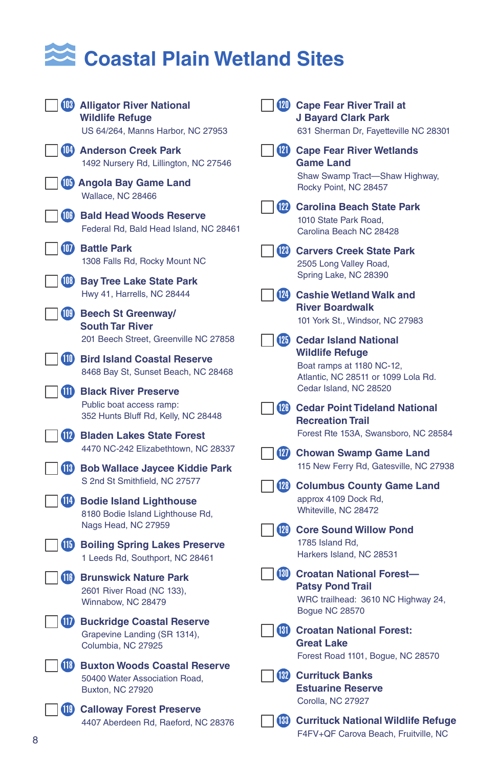# Coastal Plain Wetland Sites

- ☐ **103 Alligator River National Wildlife Refuge**
  US 64/264, Manns Harbor, NC 27953

- ☐ **104 Anderson Creek Park**
  1492 Nursery Rd, Lillington, NC 27546

- ☐ **105 Angola Bay Game Land**
  Wallace, NC 28466

- ☐ **106 Bald Head Woods Reserve**
  Federal Rd, Bald Head Island, NC 28461

- ☐ **107 Battle Park**
  1308 Falls Rd, Rocky Mount NC

- ☐ **108 Bay Tree Lake State Park**
  Hwy 41, Harrells, NC 28444

- ☐ **109 Beech St Greenway/ South Tar River**
  201 Beech Street, Greenville NC 27858

- ☐ **110 Bird Island Coastal Reserve**
  8468 Bay St, Sunset Beach, NC 28468

- ☐ **111 Black River Preserve**
  Public boat access ramp:
  352 Hunts Bluff Rd, Kelly, NC 28448

- ☐ **112 Bladen Lakes State Forest**
  4470 NC-242 Elizabethtown, NC 28337

- ☐ **113 Bob Wallace Jaycee Kiddie Park**
  S 2nd St Smithfield, NC 27577

- ☐ **114 Bodie Island Lighthouse**
  8180 Bodie Island Lighthouse Rd,
  Nags Head, NC 27959

- ☐ **115 Boiling Spring Lakes Preserve**
  1 Leeds Rd, Southport, NC 28461

- ☐ **116 Brunswick Nature Park**
  2601 River Road (NC 133),
  Winnabow, NC 28479

- ☐ **117 Buckridge Coastal Reserve**
  Grapevine Landing (SR 1314),
  Columbia, NC 27925

- ☐ **118 Buxton Woods Coastal Reserve**
  50400 Water Association Road,
  Buxton, NC 27920

- ☐ **119 Calloway Forest Preserve**
  4407 Aberdeen Rd, Raeford, NC 28376

- ☐ **120 Cape Fear River Trail at J Bayard Clark Park**
  631 Sherman Dr, Fayetteville NC 28301

- ☐ **121 Cape Fear River Wetlands Game Land**
  Shaw Swamp Tract—Shaw Highway,
  Rocky Point, NC 28457

- ☐ **122 Carolina Beach State Park**
  1010 State Park Road,
  Carolina Beach NC 28428

- ☐ **123 Carvers Creek State Park**
  2505 Long Valley Road,
  Spring Lake, NC 28390

- ☐ **124 Cashie Wetland Walk and River Boardwalk**
  101 York St., Windsor, NC 27983

- ☐ **125 Cedar Island National Wildlife Refuge**
  Boat ramps at 1180 NC-12,
  Atlantic, NC 28511 or 1099 Lola Rd.
  Cedar Island, NC 28520

- ☐ **126 Cedar Point Tideland National Recreation Trail**
  Forest Rte 153A, Swansboro, NC 28584

- ☐ **127 Chowan Swamp Game Land**
  115 New Ferry Rd, Gatesville, NC 27938

- ☐ **128 Columbus County Game Land**
  approx 4109 Dock Rd,
  Whiteville, NC 28472

- ☐ **129 Core Sound Willow Pond**
  1785 Island Rd,
  Harkers Island, NC 28531

- ☐ **130 Croatan National Forest—Patsy Pond Trail**
  WRC trailhead: 3610 NC Highway 24,
  Bogue NC 28570

- ☐ **131 Croatan National Forest: Great Lake**
  Forest Road 1101, Bogue, NC 28570

- ☐ **132 Currituck Banks Estuarine Reserve**
  Corolla, NC 27927

- ☐ **133 Currituck National Wildlife Refuge**
  F4FV+QF Carova Beach, Fruitville, NC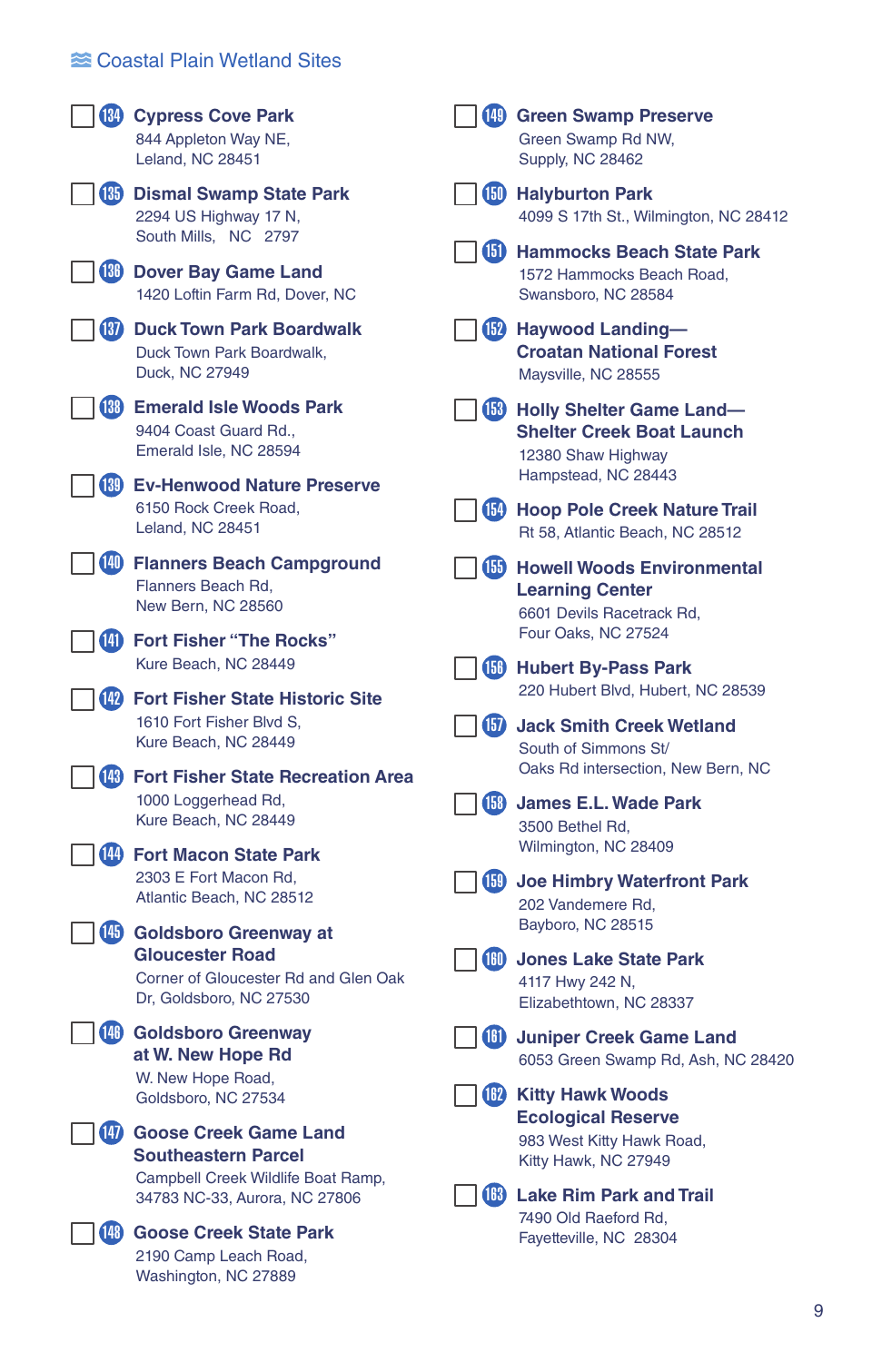## Coastal Plain Wetland Sites

- [ ] **134 Cypress Cove Park**
  844 Appleton Way NE,
  Leland, NC 28451

- [ ] **135 Dismal Swamp State Park**
  2294 US Highway 17 N,
  South Mills, NC 2797

- [ ] **136 Dover Bay Game Land**
  1420 Loftin Farm Rd, Dover, NC

- [ ] **137 Duck Town Park Boardwalk**
  Duck Town Park Boardwalk,
  Duck, NC 27949

- [ ] **138 Emerald Isle Woods Park**
  9404 Coast Guard Rd.,
  Emerald Isle, NC 28594

- [ ] **139 Ev-Henwood Nature Preserve**
  6150 Rock Creek Road,
  Leland, NC 28451

- [ ] **140 Flanners Beach Campground**
  Flanners Beach Rd,
  New Bern, NC 28560

- [ ] **141 Fort Fisher "The Rocks"**
  Kure Beach, NC 28449

- [ ] **142 Fort Fisher State Historic Site**
  1610 Fort Fisher Blvd S,
  Kure Beach, NC 28449

- [ ] **143 Fort Fisher State Recreation Area**
  1000 Loggerhead Rd,
  Kure Beach, NC 28449

- [ ] **144 Fort Macon State Park**
  2303 E Fort Macon Rd,
  Atlantic Beach, NC 28512

- [ ] **145 Goldsboro Greenway at Gloucester Road**
  Corner of Gloucester Rd and Glen Oak
  Dr, Goldsboro, NC 27530

- [ ] **146 Goldsboro Greenway at W. New Hope Rd**
  W. New Hope Road,
  Goldsboro, NC 27534

- [ ] **147 Goose Creek Game Land Southeastern Parcel**
  Campbell Creek Wildlife Boat Ramp,
  34783 NC-33, Aurora, NC 27806

- [ ] **148 Goose Creek State Park**
  2190 Camp Leach Road,
  Washington, NC 27889

- [ ] **149 Green Swamp Preserve**
  Green Swamp Rd NW,
  Supply, NC 28462

- [ ] **150 Halyburton Park**
  4099 S 17th St., Wilmington, NC 28412

- [ ] **151 Hammocks Beach State Park**
  1572 Hammocks Beach Road,
  Swansboro, NC 28584

- [ ] **152 Haywood Landing— Croatan National Forest**
  Maysville, NC 28555

- [ ] **153 Holly Shelter Game Land— Shelter Creek Boat Launch**
  12380 Shaw Highway
  Hampstead, NC 28443

- [ ] **154 Hoop Pole Creek Nature Trail**
  Rt 58, Atlantic Beach, NC 28512

- [ ] **155 Howell Woods Environmental Learning Center**
  6601 Devils Racetrack Rd,
  Four Oaks, NC 27524

- [ ] **156 Hubert By-Pass Park**
  220 Hubert Blvd, Hubert, NC 28539

- [ ] **157 Jack Smith Creek Wetland**
  South of Simmons St/
  Oaks Rd intersection, New Bern, NC

- [ ] **158 James E.L. Wade Park**
  3500 Bethel Rd,
  Wilmington, NC 28409

- [ ] **159 Joe Himbry Waterfront Park**
  202 Vandemere Rd,
  Bayboro, NC 28515

- [ ] **160 Jones Lake State Park**
  4117 Hwy 242 N,
  Elizabethtown, NC 28337

- [ ] **161 Juniper Creek Game Land**
  6053 Green Swamp Rd, Ash, NC 28420

- [ ] **162 Kitty Hawk Woods Ecological Reserve**
  983 West Kitty Hawk Road,
  Kitty Hawk, NC 27949

- [ ] **163 Lake Rim Park and Trail**
  7490 Old Raeford Rd,
  Fayetteville, NC 28304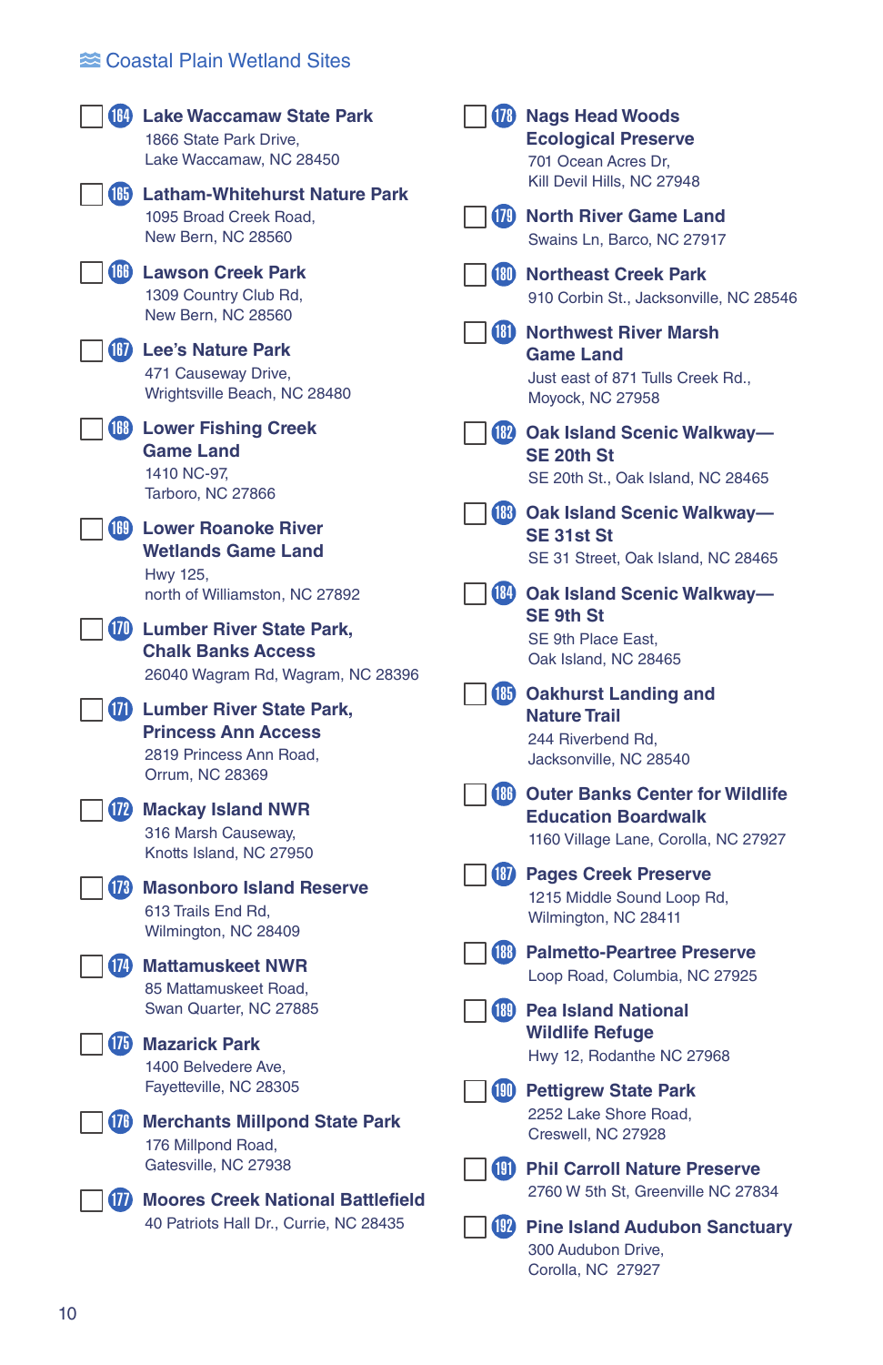## Coastal Plain Wetland Sites

- ☐ **164 Lake Waccamaw State Park**
  1866 State Park Drive,
  Lake Waccamaw, NC 28450

- ☐ **165 Latham-Whitehurst Nature Park**
  1095 Broad Creek Road,
  New Bern, NC 28560

- ☐ **166 Lawson Creek Park**
  1309 Country Club Rd,
  New Bern, NC 28560

- ☐ **167 Lee's Nature Park**
  471 Causeway Drive,
  Wrightsville Beach, NC 28480

- ☐ **168 Lower Fishing Creek Game Land**
  1410 NC-97,
  Tarboro, NC 27866

- ☐ **169 Lower Roanoke River Wetlands Game Land**
  Hwy 125,
  north of Williamston, NC 27892

- ☐ **170 Lumber River State Park, Chalk Banks Access**
  26040 Wagram Rd, Wagram, NC 28396

- ☐ **171 Lumber River State Park, Princess Ann Access**
  2819 Princess Ann Road,
  Orrum, NC 28369

- ☐ **172 Mackay Island NWR**
  316 Marsh Causeway,
  Knotts Island, NC 27950

- ☐ **173 Masonboro Island Reserve**
  613 Trails End Rd,
  Wilmington, NC 28409

- ☐ **174 Mattamuskeet NWR**
  85 Mattamuskeet Road,
  Swan Quarter, NC 27885

- ☐ **175 Mazarick Park**
  1400 Belvedere Ave,
  Fayetteville, NC 28305

- ☐ **176 Merchants Millpond State Park**
  176 Millpond Road,
  Gatesville, NC 27938

- ☐ **177 Moores Creek National Battlefield**
  40 Patriots Hall Dr., Currie, NC 28435

- ☐ **178 Nags Head Woods Ecological Preserve**
  701 Ocean Acres Dr,
  Kill Devil Hills, NC 27948

- ☐ **179 North River Game Land**
  Swains Ln, Barco, NC 27917

- ☐ **180 Northeast Creek Park**
  910 Corbin St., Jacksonville, NC 28546

- ☐ **181 Northwest River Marsh Game Land**
  Just east of 871 Tulls Creek Rd.,
  Moyock, NC 27958

- ☐ **182 Oak Island Scenic Walkway—SE 20th St**
  SE 20th St., Oak Island, NC 28465

- ☐ **183 Oak Island Scenic Walkway—SE 31st St**
  SE 31 Street, Oak Island, NC 28465

- ☐ **184 Oak Island Scenic Walkway—SE 9th St**
  SE 9th Place East,
  Oak Island, NC 28465

- ☐ **185 Oakhurst Landing and Nature Trail**
  244 Riverbend Rd,
  Jacksonville, NC 28540

- ☐ **186 Outer Banks Center for Wildlife Education Boardwalk**
  1160 Village Lane, Corolla, NC 27927

- ☐ **187 Pages Creek Preserve**
  1215 Middle Sound Loop Rd,
  Wilmington, NC 28411

- ☐ **188 Palmetto-Peartree Preserve**
  Loop Road, Columbia, NC 27925

- ☐ **189 Pea Island National Wildlife Refuge**
  Hwy 12, Rodanthe NC 27968

- ☐ **190 Pettigrew State Park**
  2252 Lake Shore Road,
  Creswell, NC 27928

- ☐ **191 Phil Carroll Nature Preserve**
  2760 W 5th St, Greenville NC 27834

- ☐ **192 Pine Island Audubon Sanctuary**
  300 Audubon Drive,
  Corolla, NC 27927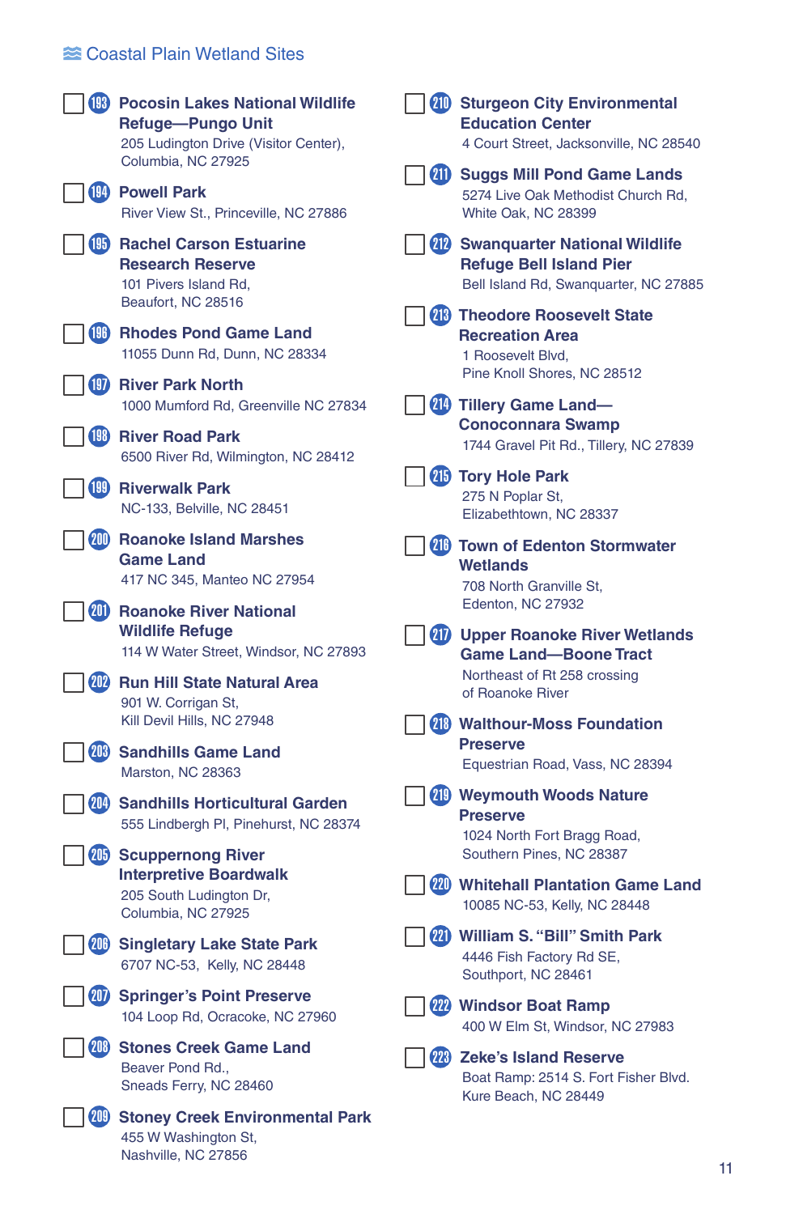## Coastal Plain Wetland Sites

- ☐ **193 Pocosin Lakes National Wildlife Refuge—Pungo Unit**
  205 Ludington Drive (Visitor Center), Columbia, NC 27925
- ☐ **194 Powell Park**
  River View St., Princeville, NC 27886
- ☐ **195 Rachel Carson Estuarine Research Reserve**
  101 Pivers Island Rd, Beaufort, NC 28516
- ☐ **196 Rhodes Pond Game Land**
  11055 Dunn Rd, Dunn, NC 28334
- ☐ **197 River Park North**
  1000 Mumford Rd, Greenville NC 27834
- ☐ **198 River Road Park**
  6500 River Rd, Wilmington, NC 28412
- ☐ **199 Riverwalk Park**
  NC-133, Belville, NC 28451
- ☐ **200 Roanoke Island Marshes Game Land**
  417 NC 345, Manteo NC 27954
- ☐ **201 Roanoke River National Wildlife Refuge**
  114 W Water Street, Windsor, NC 27893
- ☐ **202 Run Hill State Natural Area**
  901 W. Corrigan St, Kill Devil Hills, NC 27948
- ☐ **203 Sandhills Game Land**
  Marston, NC 28363
- ☐ **204 Sandhills Horticultural Garden**
  555 Lindbergh Pl, Pinehurst, NC 28374
- ☐ **205 Scuppernong River Interpretive Boardwalk**
  205 South Ludington Dr, Columbia, NC 27925
- ☐ **206 Singletary Lake State Park**
  6707 NC-53, Kelly, NC 28448
- ☐ **207 Springer's Point Preserve**
  104 Loop Rd, Ocracoke, NC 27960
- ☐ **208 Stones Creek Game Land**
  Beaver Pond Rd., Sneads Ferry, NC 28460
- ☐ **209 Stoney Creek Environmental Park**
  455 W Washington St, Nashville, NC 27856
- ☐ **210 Sturgeon City Environmental Education Center**
  4 Court Street, Jacksonville, NC 28540
- ☐ **211 Suggs Mill Pond Game Lands**
  5274 Live Oak Methodist Church Rd, White Oak, NC 28399
- ☐ **212 Swanquarter National Wildlife Refuge Bell Island Pier**
  Bell Island Rd, Swanquarter, NC 27885
- ☐ **213 Theodore Roosevelt State Recreation Area**
  1 Roosevelt Blvd, Pine Knoll Shores, NC 28512
- ☐ **214 Tillery Game Land—Conoconnara Swamp**
  1744 Gravel Pit Rd., Tillery, NC 27839
- ☐ **215 Tory Hole Park**
  275 N Poplar St, Elizabethtown, NC 28337
- ☐ **216 Town of Edenton Stormwater Wetlands**
  708 North Granville St, Edenton, NC 27932
- ☐ **217 Upper Roanoke River Wetlands Game Land—Boone Tract**
  Northeast of Rt 258 crossing of Roanoke River
- ☐ **218 Walthour-Moss Foundation Preserve**
  Equestrian Road, Vass, NC 28394
- ☐ **219 Weymouth Woods Nature Preserve**
  1024 North Fort Bragg Road, Southern Pines, NC 28387
- ☐ **220 Whitehall Plantation Game Land**
  10085 NC-53, Kelly, NC 28448
- ☐ **221 William S. "Bill" Smith Park**
  4446 Fish Factory Rd SE, Southport, NC 28461
- ☐ **222 Windsor Boat Ramp**
  400 W Elm St, Windsor, NC 27983
- ☐ **223 Zeke's Island Reserve**
  Boat Ramp: 2514 S. Fort Fisher Blvd. Kure Beach, NC 28449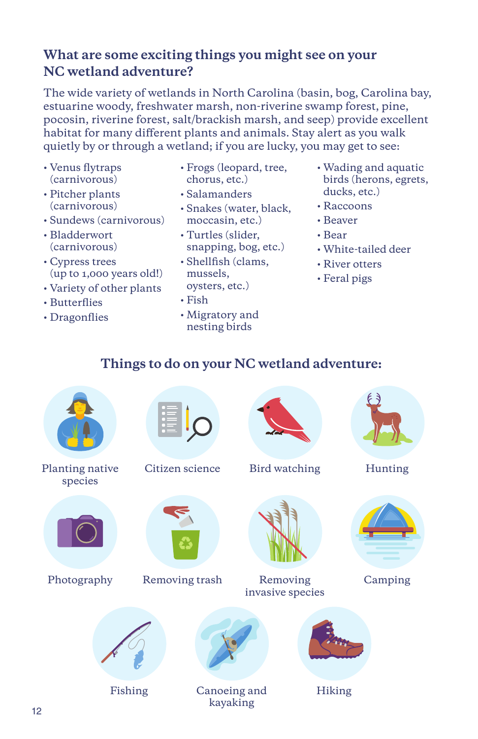## What are some exciting things you might see on your NC wetland adventure?

The wide variety of wetlands in North Carolina (basin, bog, Carolina bay, estuarine woody, freshwater marsh, non-riverine swamp forest, pine, pocosin, riverine forest, salt/brackish marsh, and seep) provide excellent habitat for many different plants and animals. Stay alert as you walk quietly by or through a wetland; if you are lucky, you may get to see:

- Venus flytraps (carnivorous)
- Pitcher plants (carnivorous)
- Sundews (carnivorous)
- Bladderwort (carnivorous)
- Cypress trees (up to 1,000 years old!)
- Variety of other plants
- Butterflies
- Dragonflies
- Frogs (leopard, tree, chorus, etc.)
- Salamanders
- Snakes (water, black, moccasin, etc.)
- Turtles (slider, snapping, bog, etc.)
- Shellfish (clams, mussels, oysters, etc.)
- Fish
- Migratory and nesting birds
- Wading and aquatic birds (herons, egrets, ducks, etc.)
- Raccoons
- Beaver
- Bear
- White-tailed deer
- River otters
- Feral pigs

## Things to do on your NC wetland adventure:

- Planting native species
- Citizen science
- Bird watching
- Hunting
- Photography
- Removing trash
- Removing invasive species
- Camping
- Fishing
- Canoeing and kayaking
- Hiking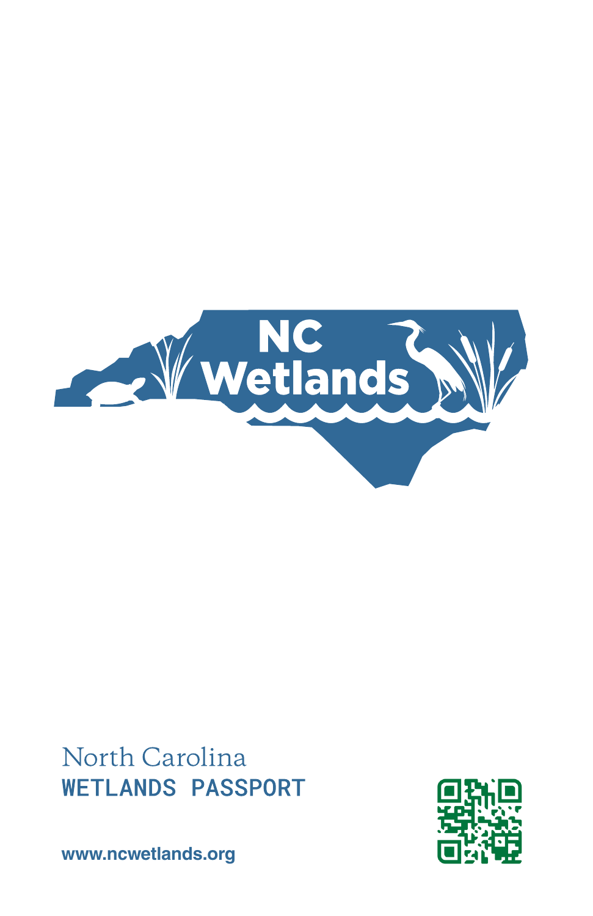NC Wetlands

North Carolina

WETLANDS PASSPORT

www.ncwetlands.org